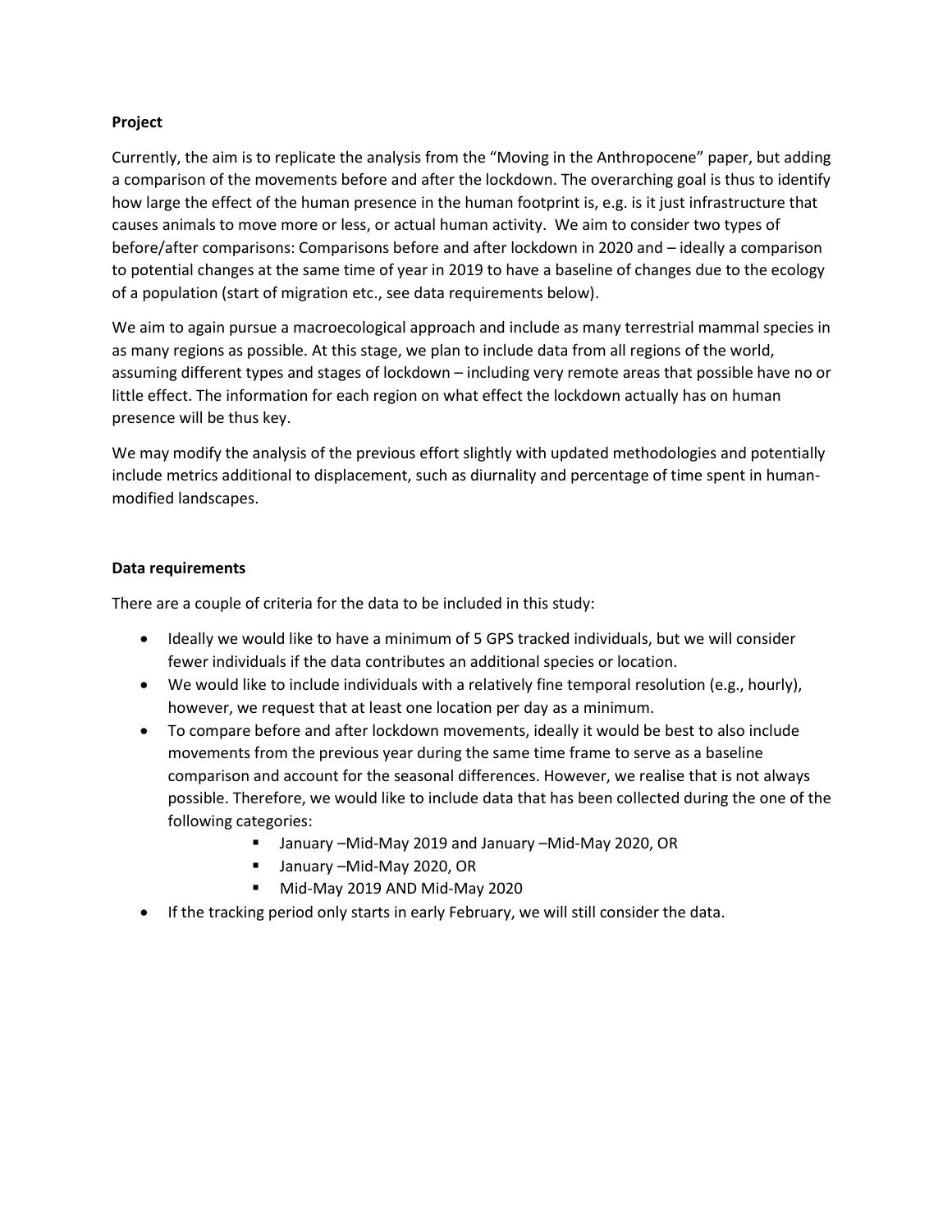**Project**

Currently, the aim is to replicate the analysis from the "Moving in the Anthropocene" paper, but adding a comparison of the movements before and after the lockdown. The overarching goal is thus to identify how large the effect of the human presence in the human footprint is, e.g. is it just infrastructure that causes animals to move more or less, or actual human activity. We aim to consider two types of before/after comparisons: Comparisons before and after lockdown in 2020 and – ideally a comparison to potential changes at the same time of year in 2019 to have a baseline of changes due to the ecology of a population (start of migration etc., see data requirements below).

We aim to again pursue a macroecological approach and include as many terrestrial mammal species in as many regions as possible. At this stage, we plan to include data from all regions of the world, assuming different types and stages of lockdown – including very remote areas that possible have no or little effect. The information for each region on what effect the lockdown actually has on human presence will be thus key.

We may modify the analysis of the previous effort slightly with updated methodologies and potentially include metrics additional to displacement, such as diurnality and percentage of time spent in human-modified landscapes.

**Data requirements**

There are a couple of criteria for the data to be included in this study:

- Ideally we would like to have a minimum of 5 GPS tracked individuals, but we will consider fewer individuals if the data contributes an additional species or location.
- We would like to include individuals with a relatively fine temporal resolution (e.g., hourly), however, we request that at least one location per day as a minimum.
- To compare before and after lockdown movements, ideally it would be best to also include movements from the previous year during the same time frame to serve as a baseline comparison and account for the seasonal differences. However, we realise that is not always possible. Therefore, we would like to include data that has been collected during the one of the following categories:
    - January –Mid-May 2019 and January –Mid-May 2020, OR
    - January –Mid-May 2020, OR
    - Mid-May 2019 AND Mid-May 2020
- If the tracking period only starts in early February, we will still consider the data.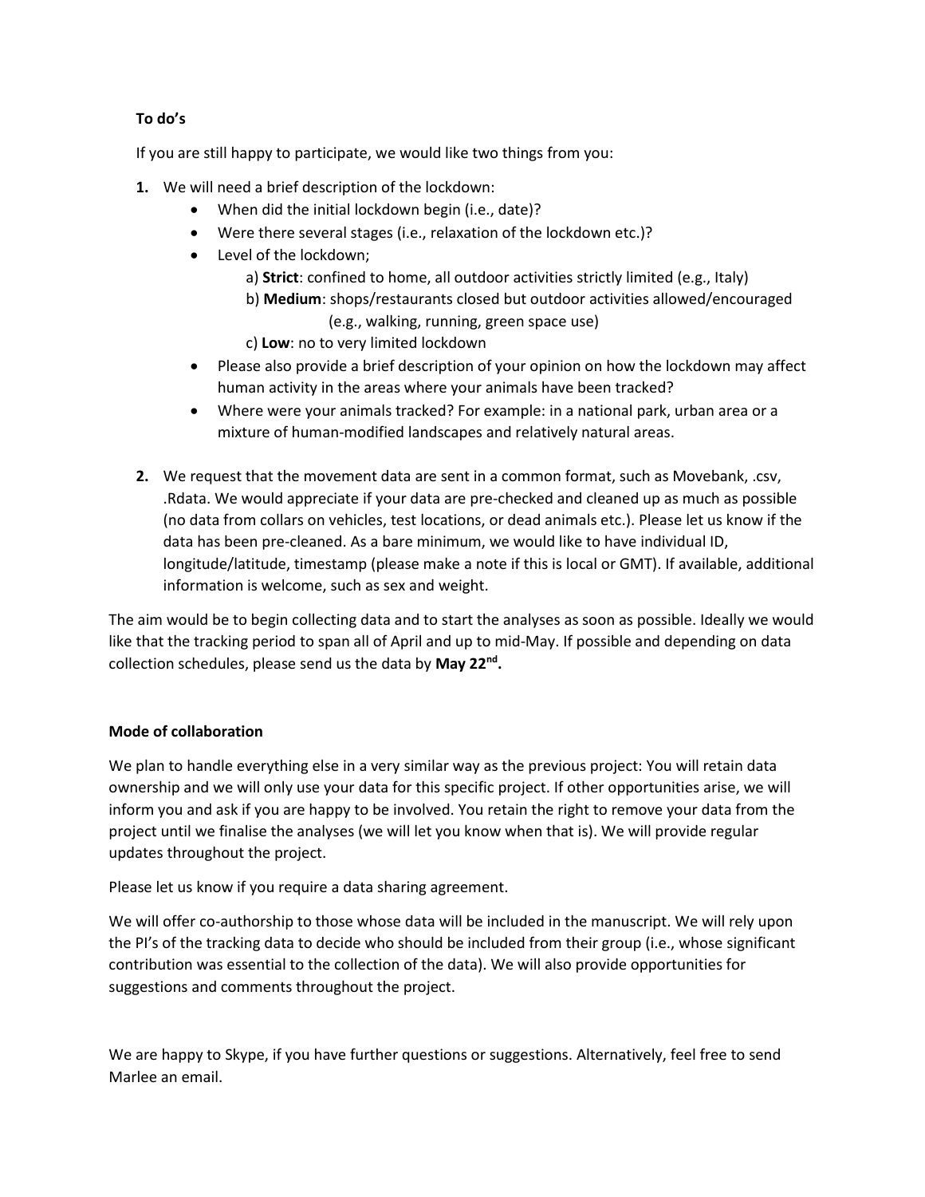**To do's**

If you are still happy to participate, we would like two things from you:

1. We will need a brief description of the lockdown:
    - When did the initial lockdown begin (i.e., date)?
    - Were there several stages (i.e., relaxation of the lockdown etc.)?
    - Level of the lockdown;
        a) **Strict**: confined to home, all outdoor activities strictly limited (e.g., Italy)
        b) **Medium**: shops/restaurants closed but outdoor activities allowed/encouraged (e.g., walking, running, green space use)
        c) **Low**: no to very limited lockdown
    - Please also provide a brief description of your opinion on how the lockdown may affect human activity in the areas where your animals have been tracked?
    - Where were your animals tracked? For example: in a national park, urban area or a mixture of human-modified landscapes and relatively natural areas.

2. We request that the movement data are sent in a common format, such as Movebank, .csv, .Rdata. We would appreciate if your data are pre-checked and cleaned up as much as possible (no data from collars on vehicles, test locations, or dead animals etc.). Please let us know if the data has been pre-cleaned. As a bare minimum, we would like to have individual ID, longitude/latitude, timestamp (please make a note if this is local or GMT). If available, additional information is welcome, such as sex and weight.

The aim would be to begin collecting data and to start the analyses as soon as possible. Ideally we would like that the tracking period to span all of April and up to mid-May. If possible and depending on data collection schedules, please send us the data by **May 22nd.**

**Mode of collaboration**

We plan to handle everything else in a very similar way as the previous project: You will retain data ownership and we will only use your data for this specific project. If other opportunities arise, we will inform you and ask if you are happy to be involved. You retain the right to remove your data from the project until we finalise the analyses (we will let you know when that is). We will provide regular updates throughout the project.

Please let us know if you require a data sharing agreement.

We will offer co-authorship to those whose data will be included in the manuscript. We will rely upon the PI's of the tracking data to decide who should be included from their group (i.e., whose significant contribution was essential to the collection of the data). We will also provide opportunities for suggestions and comments throughout the project.

We are happy to Skype, if you have further questions or suggestions. Alternatively, feel free to send Marlee an email.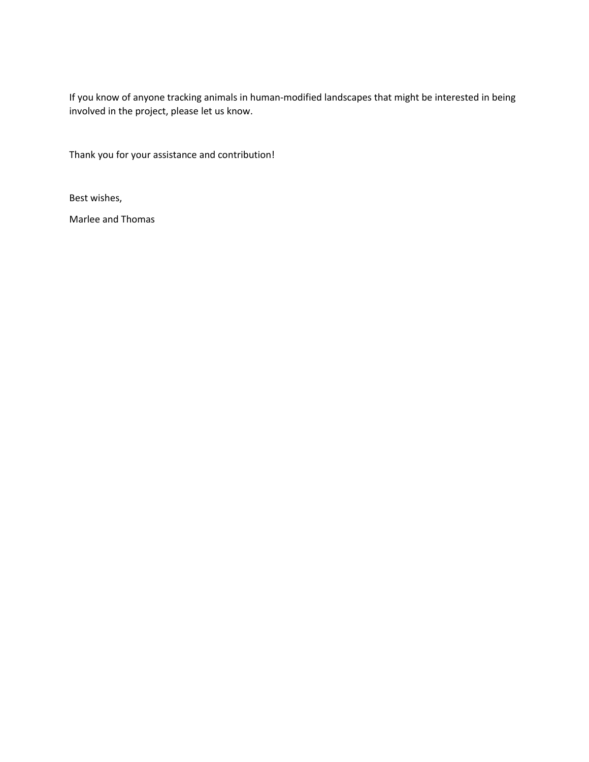If you know of anyone tracking animals in human-modified landscapes that might be interested in being involved in the project, please let us know.

Thank you for your assistance and contribution!

Best wishes,

Marlee and Thomas